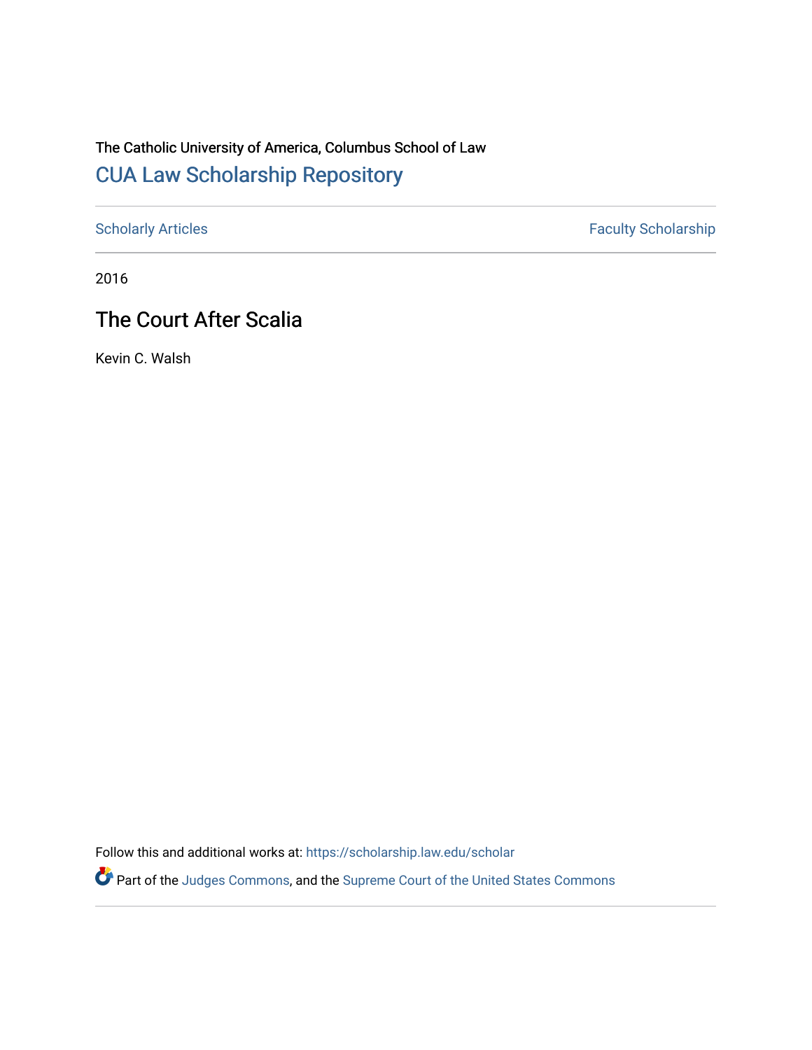The Catholic University of America, Columbus School of Law

## CUA Law Scholarship Repository

Scholarly Articles | Faculty Scholarship

2016

# The Court After Scalia

Kevin C. Walsh

Follow this and additional works at: https://scholarship.law.edu/scholar

Part of the Judges Commons, and the Supreme Court of the United States Commons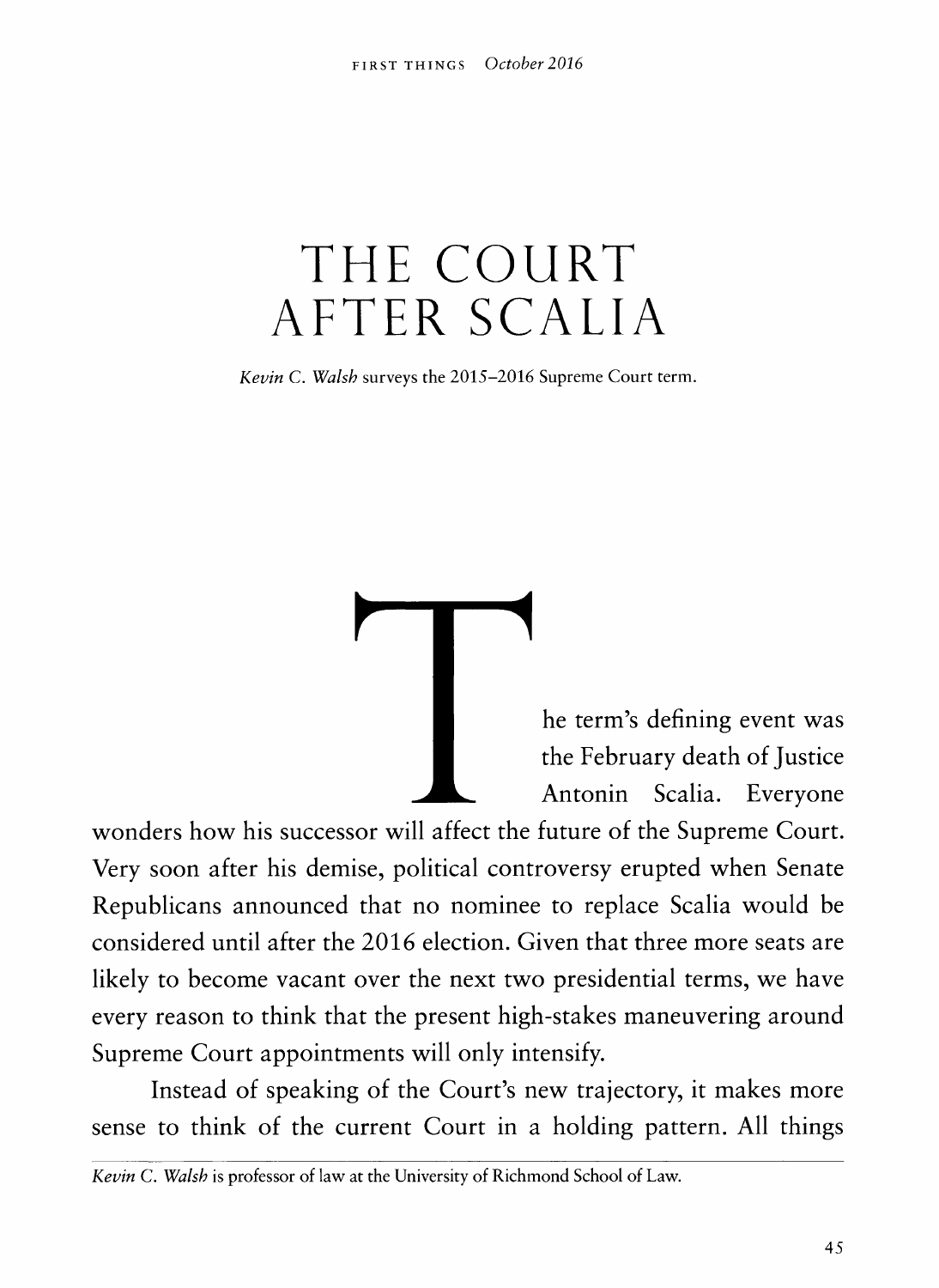# THE COURT AFTER SCALIA

*Kevin C. Walsh* surveys the 2015–2016 Supreme Court term.

The term's defining event was the February death of Justice Antonin Scalia. Everyone wonders how his successor will affect the future of the Supreme Court. Very soon after his demise, political controversy erupted when Senate Republicans announced that no nominee to replace Scalia would be considered until after the 2016 election. Given that three more seats are likely to become vacant over the next two presidential terms, we have every reason to think that the present high-stakes maneuvering around Supreme Court appointments will only intensify.

Instead of speaking of the Court's new trajectory, it makes more sense to think of the current Court in a holding pattern. All things

---

*Kevin C. Walsh* is professor of law at the University of Richmond School of Law.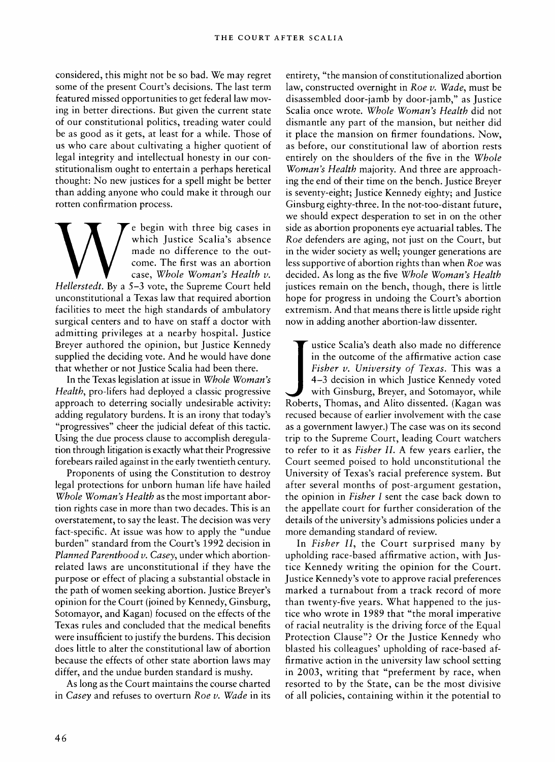considered, this might not be so bad. We may regret some of the present Court's decisions. The last term featured missed opportunities to get federal law moving in better directions. But given the current state of our constitutional politics, treading water could be as good as it gets, at least for a while. Those of us who care about cultivating a higher quotient of legal integrity and intellectual honesty in our constitutionalism ought to entertain a perhaps heretical thought: No new justices for a spell might be better than adding anyone who could make it through our rotten confirmation process.

We begin with three big cases in which Justice Scalia's absence made no difference to the outcome. The first was an abortion case, *Whole Woman's Health v. Hellerstedt*. By a 5–3 vote, the Supreme Court held unconstitutional a Texas law that required abortion facilities to meet the high standards of ambulatory surgical centers and to have on staff a doctor with admitting privileges at a nearby hospital. Justice Breyer authored the opinion, but Justice Kennedy supplied the deciding vote. And he would have done that whether or not Justice Scalia had been there.

In the Texas legislation at issue in *Whole Woman's Health*, pro-lifers had deployed a classic progressive approach to deterring socially undesirable activity: adding regulatory burdens. It is an irony that today's "progressives" cheer the judicial defeat of this tactic. Using the due process clause to accomplish deregulation through litigation is exactly what their Progressive forebears railed against in the early twentieth century.

Proponents of using the Constitution to destroy legal protections for unborn human life have hailed *Whole Woman's Health* as the most important abortion rights case in more than two decades. This is an overstatement, to say the least. The decision was very fact-specific. At issue was how to apply the "undue burden" standard from the Court's 1992 decision in *Planned Parenthood v. Casey*, under which abortion-related laws are unconstitutional if they have the purpose or effect of placing a substantial obstacle in the path of women seeking abortion. Justice Breyer's opinion for the Court (joined by Kennedy, Ginsburg, Sotomayor, and Kagan) focused on the effects of the Texas rules and concluded that the medical benefits were insufficient to justify the burdens. This decision does little to alter the constitutional law of abortion because the effects of other state abortion laws may differ, and the undue burden standard is mushy.

As long as the Court maintains the course charted in *Casey* and refuses to overturn *Roe v. Wade* in its entirety, "the mansion of constitutionalized abortion law, constructed overnight in *Roe v. Wade*, must be disassembled door-jamb by door-jamb," as Justice Scalia once wrote. *Whole Woman's Health* did not dismantle any part of the mansion, but neither did it place the mansion on firmer foundations. Now, as before, our constitutional law of abortion rests entirely on the shoulders of the five in the *Whole Woman's Health* majority. And three are approaching the end of their time on the bench. Justice Breyer is seventy-eight; Justice Kennedy eighty; and Justice Ginsburg eighty-three. In the not-too-distant future, we should expect desperation to set in on the other side as abortion proponents eye actuarial tables. The *Roe* defenders are aging, not just on the Court, but in the wider society as well; younger generations are less supportive of abortion rights than when *Roe* was decided. As long as the five *Whole Woman's Health* justices remain on the bench, though, there is little hope for progress in undoing the Court's abortion extremism. And that means there is little upside right now in adding another abortion-law dissenter.

Justice Scalia's death also made no difference in the outcome of the affirmative action case *Fisher v. University of Texas*. This was a 4–3 decision in which Justice Kennedy voted with Ginsburg, Breyer, and Sotomayor, while Roberts, Thomas, and Alito dissented. (Kagan was recused because of earlier involvement with the case as a government lawyer.) The case was on its second trip to the Supreme Court, leading Court watchers to refer to it as *Fisher II*. A few years earlier, the Court seemed poised to hold unconstitutional the University of Texas's racial preference system. But after several months of post-argument gestation, the opinion in *Fisher I* sent the case back down to the appellate court for further consideration of the details of the university's admissions policies under a more demanding standard of review.

In *Fisher II*, the Court surprised many by upholding race-based affirmative action, with Justice Kennedy writing the opinion for the Court. Justice Kennedy's vote to approve racial preferences marked a turnabout from a track record of more than twenty-five years. What happened to the justice who wrote in 1989 that "the moral imperative of racial neutrality is the driving force of the Equal Protection Clause"? Or the Justice Kennedy who blasted his colleagues' upholding of race-based affirmative action in the university law school setting in 2003, writing that "preferment by race, when resorted to by the State, can be the most divisive of all policies, containing within it the potential to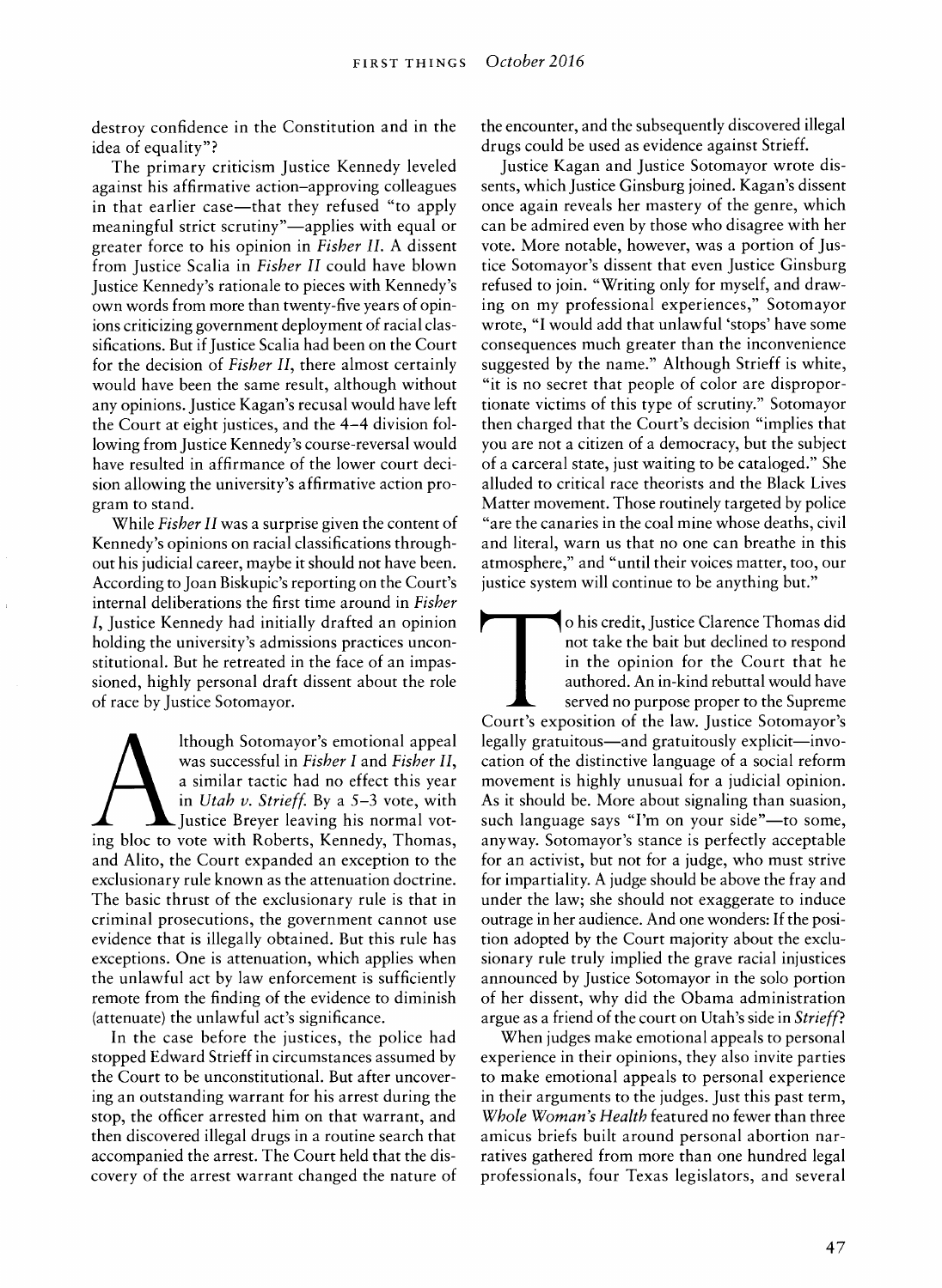destroy confidence in the Constitution and in the idea of equality"?

The primary criticism Justice Kennedy leveled against his affirmative action–approving colleagues in that earlier case—that they refused "to apply meaningful strict scrutiny"—applies with equal or greater force to his opinion in *Fisher II*. A dissent from Justice Scalia in *Fisher II* could have blown Justice Kennedy's rationale to pieces with Kennedy's own words from more than twenty-five years of opinions criticizing government deployment of racial classifications. But if Justice Scalia had been on the Court for the decision of *Fisher II*, there almost certainly would have been the same result, although without any opinions. Justice Kagan's recusal would have left the Court at eight justices, and the 4–4 division following from Justice Kennedy's course-reversal would have resulted in affirmance of the lower court decision allowing the university's affirmative action program to stand.

While *Fisher II* was a surprise given the content of Kennedy's opinions on racial classifications throughout his judicial career, maybe it should not have been. According to Joan Biskupic's reporting on the Court's internal deliberations the first time around in *Fisher I*, Justice Kennedy had initially drafted an opinion holding the university's admissions practices unconstitutional. But he retreated in the face of an impassioned, highly personal draft dissent about the role of race by Justice Sotomayor.

Although Sotomayor's emotional appeal was successful in *Fisher I* and *Fisher II*, a similar tactic had no effect this year in *Utah v. Strieff*. By a 5–3 vote, with Justice Breyer leaving his normal voting bloc to vote with Roberts, Kennedy, Thomas, and Alito, the Court expanded an exception to the exclusionary rule known as the attenuation doctrine. The basic thrust of the exclusionary rule is that in criminal prosecutions, the government cannot use evidence that is illegally obtained. But this rule has exceptions. One is attenuation, which applies when the unlawful act by law enforcement is sufficiently remote from the finding of the evidence to diminish (attenuate) the unlawful act's significance.

In the case before the justices, the police had stopped Edward Strieff in circumstances assumed by the Court to be unconstitutional. But after uncovering an outstanding warrant for his arrest during the stop, the officer arrested him on that warrant, and then discovered illegal drugs in a routine search that accompanied the arrest. The Court held that the discovery of the arrest warrant changed the nature of the encounter, and the subsequently discovered illegal drugs could be used as evidence against Strieff.

Justice Kagan and Justice Sotomayor wrote dissents, which Justice Ginsburg joined. Kagan's dissent once again reveals her mastery of the genre, which can be admired even by those who disagree with her vote. More notable, however, was a portion of Justice Sotomayor's dissent that even Justice Ginsburg refused to join. "Writing only for myself, and drawing on my professional experiences," Sotomayor wrote, "I would add that unlawful 'stops' have some consequences much greater than the inconvenience suggested by the name." Although Strieff is white, "it is no secret that people of color are disproportionate victims of this type of scrutiny." Sotomayor then charged that the Court's decision "implies that you are not a citizen of a democracy, but the subject of a carceral state, just waiting to be cataloged." She alluded to critical race theorists and the Black Lives Matter movement. Those routinely targeted by police "are the canaries in the coal mine whose deaths, civil and literal, warn us that no one can breathe in this atmosphere," and "until their voices matter, too, our justice system will continue to be anything but."

To his credit, Justice Clarence Thomas did not take the bait but declined to respond in the opinion for the Court that he authored. An in-kind rebuttal would have served no purpose proper to the Supreme Court's exposition of the law. Justice Sotomayor's legally gratuitous—and gratuitously explicit—invocation of the distinctive language of a social reform movement is highly unusual for a judicial opinion. As it should be. More about signaling than suasion, such language says "I'm on your side"—to some, anyway. Sotomayor's stance is perfectly acceptable for an activist, but not for a judge, who must strive for impartiality. A judge should be above the fray and under the law; she should not exaggerate to induce outrage in her audience. And one wonders: If the position adopted by the Court majority about the exclusionary rule truly implied the grave racial injustices announced by Justice Sotomayor in the solo portion of her dissent, why did the Obama administration argue as a friend of the court on Utah's side in *Strieff*?

When judges make emotional appeals to personal experience in their opinions, they also invite parties to make emotional appeals to personal experience in their arguments to the judges. Just this past term, *Whole Woman's Health* featured no fewer than three amicus briefs built around personal abortion narratives gathered from more than one hundred legal professionals, four Texas legislators, and several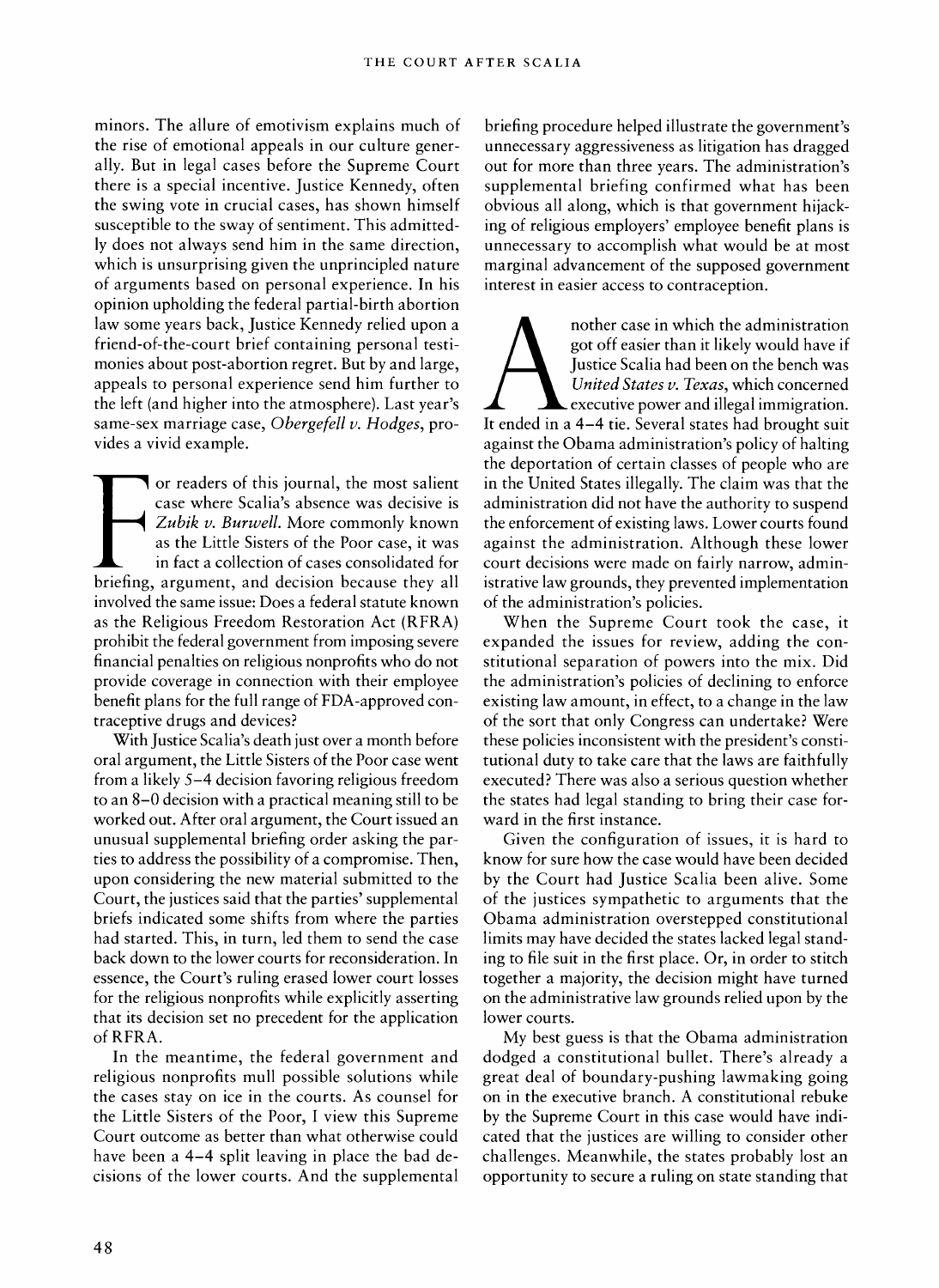minors. The allure of emotivism explains much of the rise of emotional appeals in our culture generally. But in legal cases before the Supreme Court there is a special incentive. Justice Kennedy, often the swing vote in crucial cases, has shown himself susceptible to the sway of sentiment. This admittedly does not always send him in the same direction, which is unsurprising given the unprincipled nature of arguments based on personal experience. In his opinion upholding the federal partial-birth abortion law some years back, Justice Kennedy relied upon a friend-of-the-court brief containing personal testimonies about post-abortion regret. But by and large, appeals to personal experience send him further to the left (and higher into the atmosphere). Last year's same-sex marriage case, *Obergefell v. Hodges*, provides a vivid example.

For readers of this journal, the most salient case where Scalia's absence was decisive is *Zubik v. Burwell*. More commonly known as the Little Sisters of the Poor case, it was in fact a collection of cases consolidated for briefing, argument, and decision because they all involved the same issue: Does a federal statute known as the Religious Freedom Restoration Act (RFRA) prohibit the federal government from imposing severe financial penalties on religious nonprofits who do not provide coverage in connection with their employee benefit plans for the full range of FDA-approved contraceptive drugs and devices?

With Justice Scalia's death just over a month before oral argument, the Little Sisters of the Poor case went from a likely 5–4 decision favoring religious freedom to an 8–0 decision with a practical meaning still to be worked out. After oral argument, the Court issued an unusual supplemental briefing order asking the parties to address the possibility of a compromise. Then, upon considering the new material submitted to the Court, the justices said that the parties' supplemental briefs indicated some shifts from where the parties had started. This, in turn, led them to send the case back down to the lower courts for reconsideration. In essence, the Court's ruling erased lower court losses for the religious nonprofits while explicitly asserting that its decision set no precedent for the application of RFRA.

In the meantime, the federal government and religious nonprofits mull possible solutions while the cases stay on ice in the courts. As counsel for the Little Sisters of the Poor, I view this Supreme Court outcome as better than what otherwise could have been a 4–4 split leaving in place the bad decisions of the lower courts. And the supplemental briefing procedure helped illustrate the government's unnecessary aggressiveness as litigation has dragged out for more than three years. The administration's supplemental briefing confirmed what has been obvious all along, which is that government hijacking of religious employers' employee benefit plans is unnecessary to accomplish what would be at most marginal advancement of the supposed government interest in easier access to contraception.

Another case in which the administration got off easier than it likely would have if Justice Scalia had been on the bench was *United States v. Texas*, which concerned executive power and illegal immigration. It ended in a 4–4 tie. Several states had brought suit against the Obama administration's policy of halting the deportation of certain classes of people who are in the United States illegally. The claim was that the administration did not have the authority to suspend the enforcement of existing laws. Lower courts found against the administration. Although these lower court decisions were made on fairly narrow, administrative law grounds, they prevented implementation of the administration's policies.

When the Supreme Court took the case, it expanded the issues for review, adding the constitutional separation of powers into the mix. Did the administration's policies of declining to enforce existing law amount, in effect, to a change in the law of the sort that only Congress can undertake? Were these policies inconsistent with the president's constitutional duty to take care that the laws are faithfully executed? There was also a serious question whether the states had legal standing to bring their case forward in the first instance.

Given the configuration of issues, it is hard to know for sure how the case would have been decided by the Court had Justice Scalia been alive. Some of the justices sympathetic to arguments that the Obama administration overstepped constitutional limits may have decided the states lacked legal standing to file suit in the first place. Or, in order to stitch together a majority, the decision might have turned on the administrative law grounds relied upon by the lower courts.

My best guess is that the Obama administration dodged a constitutional bullet. There's already a great deal of boundary-pushing lawmaking going on in the executive branch. A constitutional rebuke by the Supreme Court in this case would have indicated that the justices are willing to consider other challenges. Meanwhile, the states probably lost an opportunity to secure a ruling on state standing that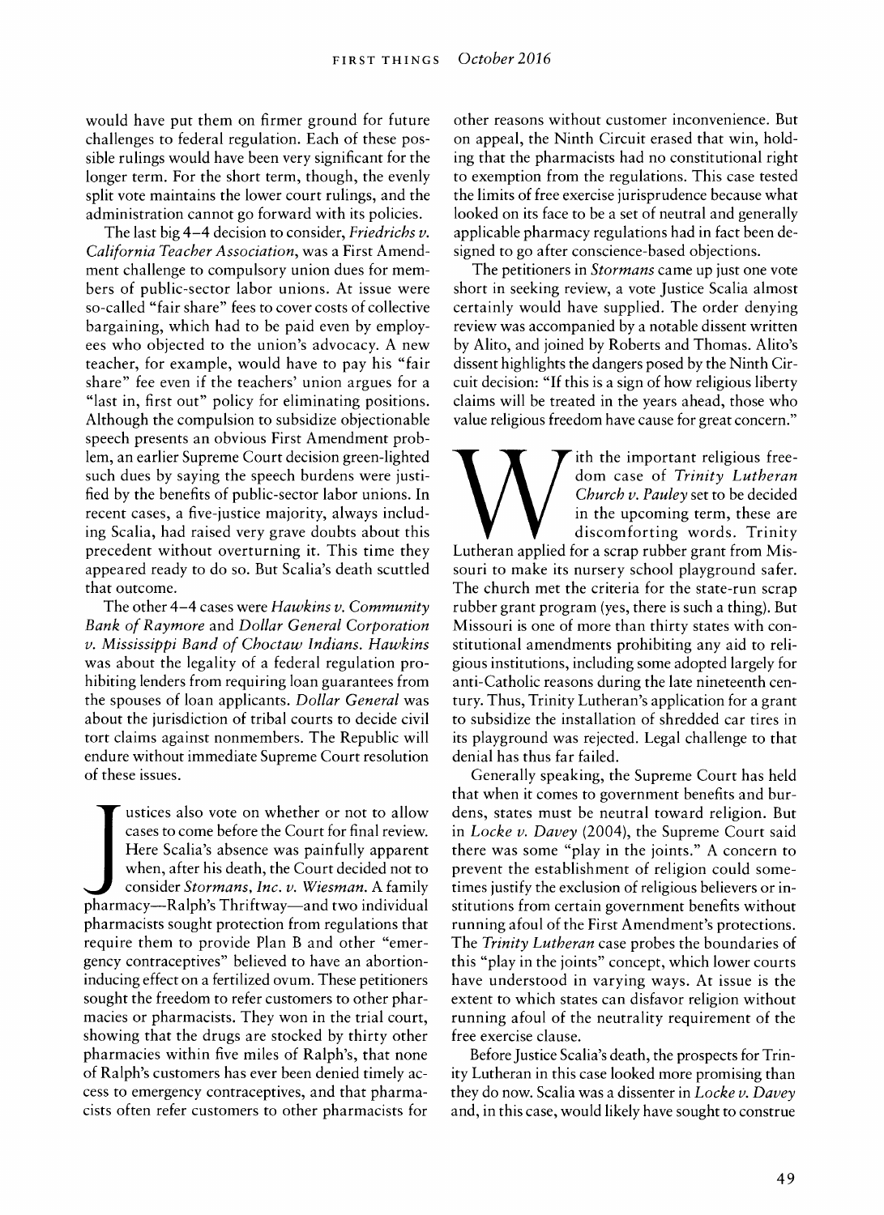would have put them on firmer ground for future challenges to federal regulation. Each of these possible rulings would have been very significant for the longer term. For the short term, though, the evenly split vote maintains the lower court rulings, and the administration cannot go forward with its policies.

The last big 4–4 decision to consider, *Friedrichs v. California Teacher Association*, was a First Amendment challenge to compulsory union dues for members of public-sector labor unions. At issue were so-called "fair share" fees to cover costs of collective bargaining, which had to be paid even by employees who objected to the union's advocacy. A new teacher, for example, would have to pay his "fair share" fee even if the teachers' union argues for a "last in, first out" policy for eliminating positions. Although the compulsion to subsidize objectionable speech presents an obvious First Amendment problem, an earlier Supreme Court decision green-lighted such dues by saying the speech burdens were justified by the benefits of public-sector labor unions. In recent cases, a five-justice majority, always including Scalia, had raised very grave doubts about this precedent without overturning it. This time they appeared ready to do so. But Scalia's death scuttled that outcome.

The other 4–4 cases were *Hawkins v. Community Bank of Raymore* and *Dollar General Corporation v. Mississippi Band of Choctaw Indians*. *Hawkins* was about the legality of a federal regulation prohibiting lenders from requiring loan guarantees from the spouses of loan applicants. *Dollar General* was about the jurisdiction of tribal courts to decide civil tort claims against nonmembers. The Republic will endure without immediate Supreme Court resolution of these issues.

Justices also vote on whether or not to allow cases to come before the Court for final review. Here Scalia's absence was painfully apparent when, after his death, the Court decided not to consider *Stormans, Inc. v. Wiesman*. A family pharmacy—Ralph's Thriftway—and two individual pharmacists sought protection from regulations that require them to provide Plan B and other "emergency contraceptives" believed to have an abortion-inducing effect on a fertilized ovum. These petitioners sought the freedom to refer customers to other pharmacies or pharmacists. They won in the trial court, showing that the drugs are stocked by thirty other pharmacies within five miles of Ralph's, that none of Ralph's customers has ever been denied timely access to emergency contraceptives, and that pharmacists often refer customers to other pharmacists for other reasons without customer inconvenience. But on appeal, the Ninth Circuit erased that win, holding that the pharmacists had no constitutional right to exemption from the regulations. This case tested the limits of free exercise jurisprudence because what looked on its face to be a set of neutral and generally applicable pharmacy regulations had in fact been designed to go after conscience-based objections.

The petitioners in *Stormans* came up just one vote short in seeking review, a vote Justice Scalia almost certainly would have supplied. The order denying review was accompanied by a notable dissent written by Alito, and joined by Roberts and Thomas. Alito's dissent highlights the dangers posed by the Ninth Circuit decision: "If this is a sign of how religious liberty claims will be treated in the years ahead, those who value religious freedom have cause for great concern."

With the important religious freedom case of *Trinity Lutheran Church v. Pauley* set to be decided in the upcoming term, these are discomforting words. Trinity Lutheran applied for a scrap rubber grant from Missouri to make its nursery school playground safer. The church met the criteria for the state-run scrap rubber grant program (yes, there is such a thing). But Missouri is one of more than thirty states with constitutional amendments prohibiting any aid to religious institutions, including some adopted largely for anti-Catholic reasons during the late nineteenth century. Thus, Trinity Lutheran's application for a grant to subsidize the installation of shredded car tires in its playground was rejected. Legal challenge to that denial has thus far failed.

Generally speaking, the Supreme Court has held that when it comes to government benefits and burdens, states must be neutral toward religion. But in *Locke v. Davey* (2004), the Supreme Court said there was some "play in the joints." A concern to prevent the establishment of religion could sometimes justify the exclusion of religious believers or institutions from certain government benefits without running afoul of the First Amendment's protections. The *Trinity Lutheran* case probes the boundaries of this "play in the joints" concept, which lower courts have understood in varying ways. At issue is the extent to which states can disfavor religion without running afoul of the neutrality requirement of the free exercise clause.

Before Justice Scalia's death, the prospects for Trinity Lutheran in this case looked more promising than they do now. Scalia was a dissenter in *Locke v. Davey* and, in this case, would likely have sought to construe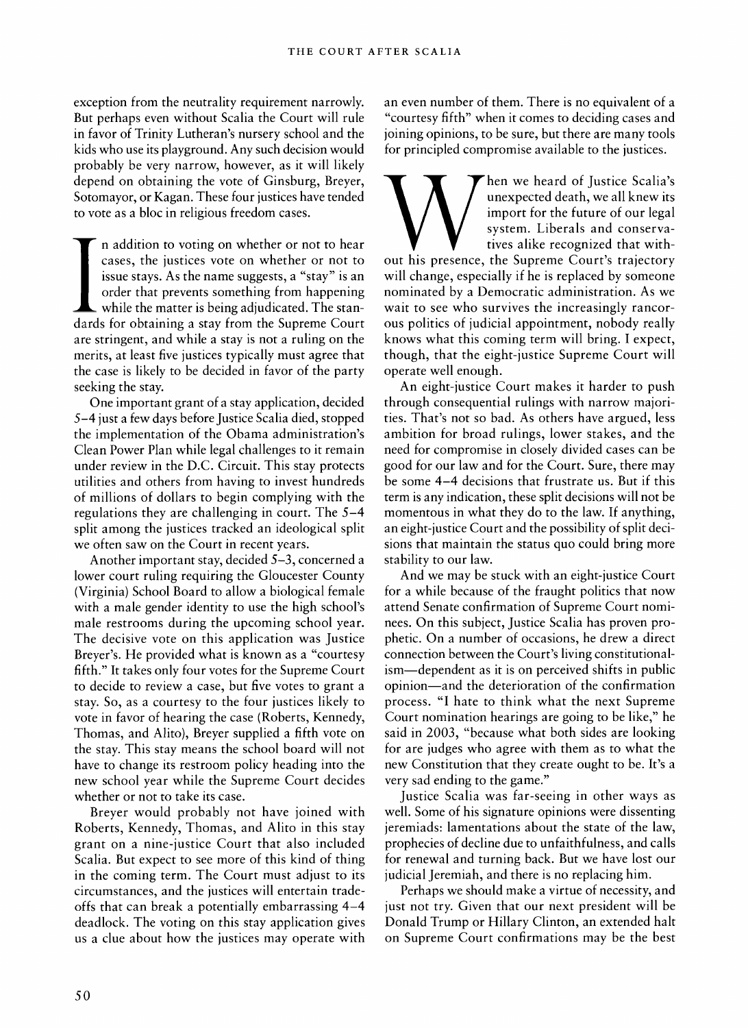exception from the neutrality requirement narrowly. But perhaps even without Scalia the Court will rule in favor of Trinity Lutheran's nursery school and the kids who use its playground. Any such decision would probably be very narrow, however, as it will likely depend on obtaining the vote of Ginsburg, Breyer, Sotomayor, or Kagan. These four justices have tended to vote as a bloc in religious freedom cases.

In addition to voting on whether or not to hear cases, the justices vote on whether or not to issue stays. As the name suggests, a "stay" is an order that prevents something from happening while the matter is being adjudicated. The standards for obtaining a stay from the Supreme Court are stringent, and while a stay is not a ruling on the merits, at least five justices typically must agree that the case is likely to be decided in favor of the party seeking the stay.

One important grant of a stay application, decided 5–4 just a few days before Justice Scalia died, stopped the implementation of the Obama administration's Clean Power Plan while legal challenges to it remain under review in the D.C. Circuit. This stay protects utilities and others from having to invest hundreds of millions of dollars to begin complying with the regulations they are challenging in court. The 5–4 split among the justices tracked an ideological split we often saw on the Court in recent years.

Another important stay, decided 5–3, concerned a lower court ruling requiring the Gloucester County (Virginia) School Board to allow a biological female with a male gender identity to use the high school's male restrooms during the upcoming school year. The decisive vote on this application was Justice Breyer's. He provided what is known as a "courtesy fifth." It takes only four votes for the Supreme Court to decide to review a case, but five votes to grant a stay. So, as a courtesy to the four justices likely to vote in favor of hearing the case (Roberts, Kennedy, Thomas, and Alito), Breyer supplied a fifth vote on the stay. This stay means the school board will not have to change its restroom policy heading into the new school year while the Supreme Court decides whether or not to take its case.

Breyer would probably not have joined with Roberts, Kennedy, Thomas, and Alito in this stay grant on a nine-justice Court that also included Scalia. But expect to see more of this kind of thing in the coming term. The Court must adjust to its circumstances, and the justices will entertain tradeoffs that can break a potentially embarrassing 4–4 deadlock. The voting on this stay application gives us a clue about how the justices may operate with an even number of them. There is no equivalent of a "courtesy fifth" when it comes to deciding cases and joining opinions, to be sure, but there are many tools for principled compromise available to the justices.

When we heard of Justice Scalia's unexpected death, we all knew its import for the future of our legal system. Liberals and conservatives alike recognized that without his presence, the Supreme Court's trajectory will change, especially if he is replaced by someone nominated by a Democratic administration. As we wait to see who survives the increasingly rancorous politics of judicial appointment, nobody really knows what this coming term will bring. I expect, though, that the eight-justice Supreme Court will operate well enough.

An eight-justice Court makes it harder to push through consequential rulings with narrow majorities. That's not so bad. As others have argued, less ambition for broad rulings, lower stakes, and the need for compromise in closely divided cases can be good for our law and for the Court. Sure, there may be some 4–4 decisions that frustrate us. But if this term is any indication, these split decisions will not be momentous in what they do to the law. If anything, an eight-justice Court and the possibility of split decisions that maintain the status quo could bring more stability to our law.

And we may be stuck with an eight-justice Court for a while because of the fraught politics that now attend Senate confirmation of Supreme Court nominees. On this subject, Justice Scalia has proven prophetic. On a number of occasions, he drew a direct connection between the Court's living constitutionalism—dependent as it is on perceived shifts in public opinion—and the deterioration of the confirmation process. "I hate to think what the next Supreme Court nomination hearings are going to be like," he said in 2003, "because what both sides are looking for are judges who agree with them as to what the new Constitution that they create ought to be. It's a very sad ending to the game."

Justice Scalia was far-seeing in other ways as well. Some of his signature opinions were dissenting jeremiads: lamentations about the state of the law, prophecies of decline due to unfaithfulness, and calls for renewal and turning back. But we have lost our judicial Jeremiah, and there is no replacing him.

Perhaps we should make a virtue of necessity, and just not try. Given that our next president will be Donald Trump or Hillary Clinton, an extended halt on Supreme Court confirmations may be the best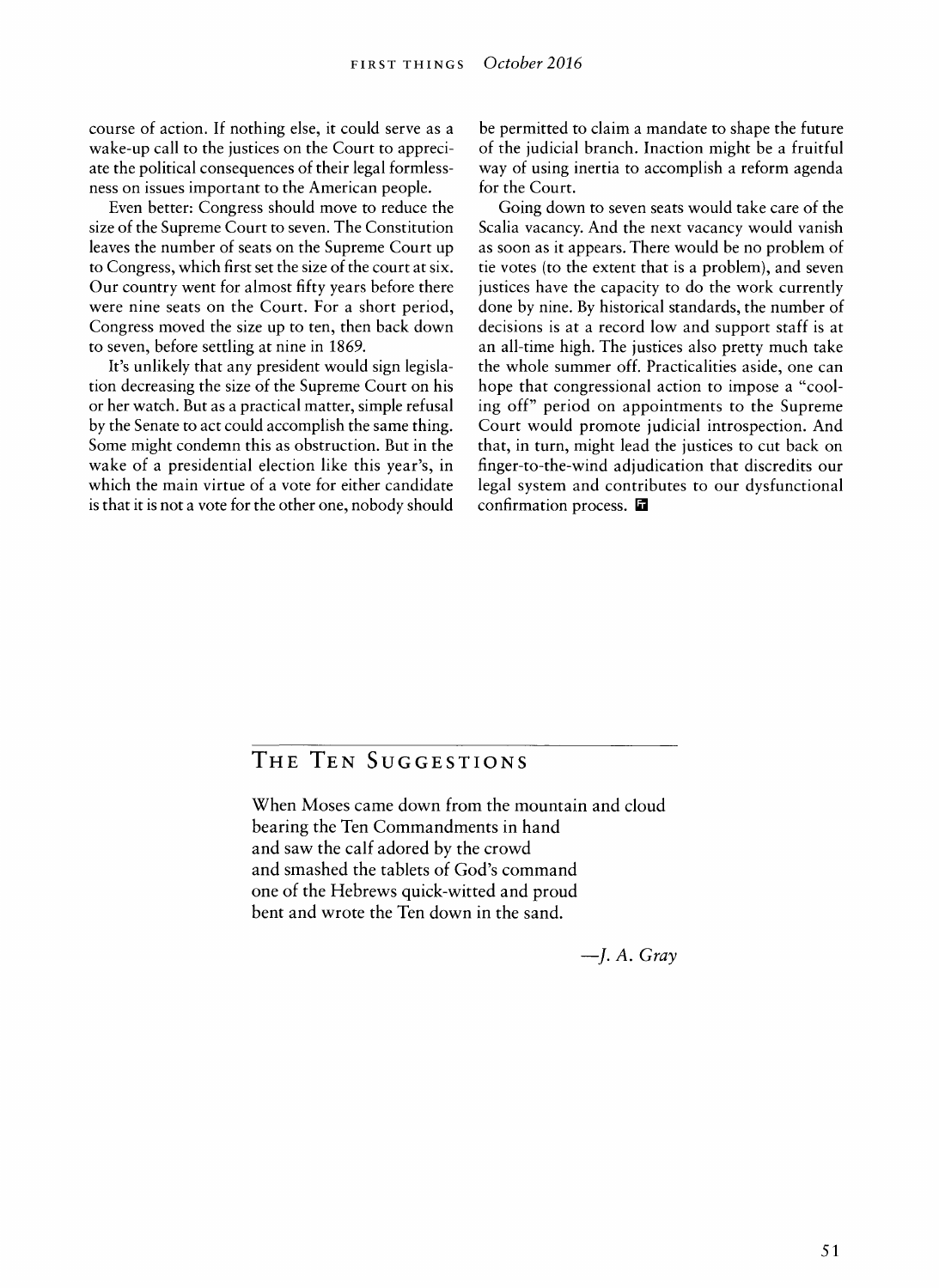course of action. If nothing else, it could serve as a wake-up call to the justices on the Court to appreciate the political consequences of their legal formlessness on issues important to the American people.

Even better: Congress should move to reduce the size of the Supreme Court to seven. The Constitution leaves the number of seats on the Supreme Court up to Congress, which first set the size of the court at six. Our country went for almost fifty years before there were nine seats on the Court. For a short period, Congress moved the size up to ten, then back down to seven, before settling at nine in 1869.

It's unlikely that any president would sign legislation decreasing the size of the Supreme Court on his or her watch. But as a practical matter, simple refusal by the Senate to act could accomplish the same thing. Some might condemn this as obstruction. But in the wake of a presidential election like this year's, in which the main virtue of a vote for either candidate is that it is not a vote for the other one, nobody should be permitted to claim a mandate to shape the future of the judicial branch. Inaction might be a fruitful way of using inertia to accomplish a reform agenda for the Court.

Going down to seven seats would take care of the Scalia vacancy. And the next vacancy would vanish as soon as it appears. There would be no problem of tie votes (to the extent that is a problem), and seven justices have the capacity to do the work currently done by nine. By historical standards, the number of decisions is at a record low and support staff is at an all-time high. The justices also pretty much take the whole summer off. Practicalities aside, one can hope that congressional action to impose a "cooling off" period on appointments to the Supreme Court would promote judicial introspection. And that, in turn, might lead the justices to cut back on finger-to-the-wind adjudication that discredits our legal system and contributes to our dysfunctional confirmation process.

## The Ten Suggestions

When Moses came down from the mountain and cloud
bearing the Ten Commandments in hand
and saw the calf adored by the crowd
and smashed the tablets of God's command
one of the Hebrews quick-witted and proud
bent and wrote the Ten down in the sand.

*—J. A. Gray*